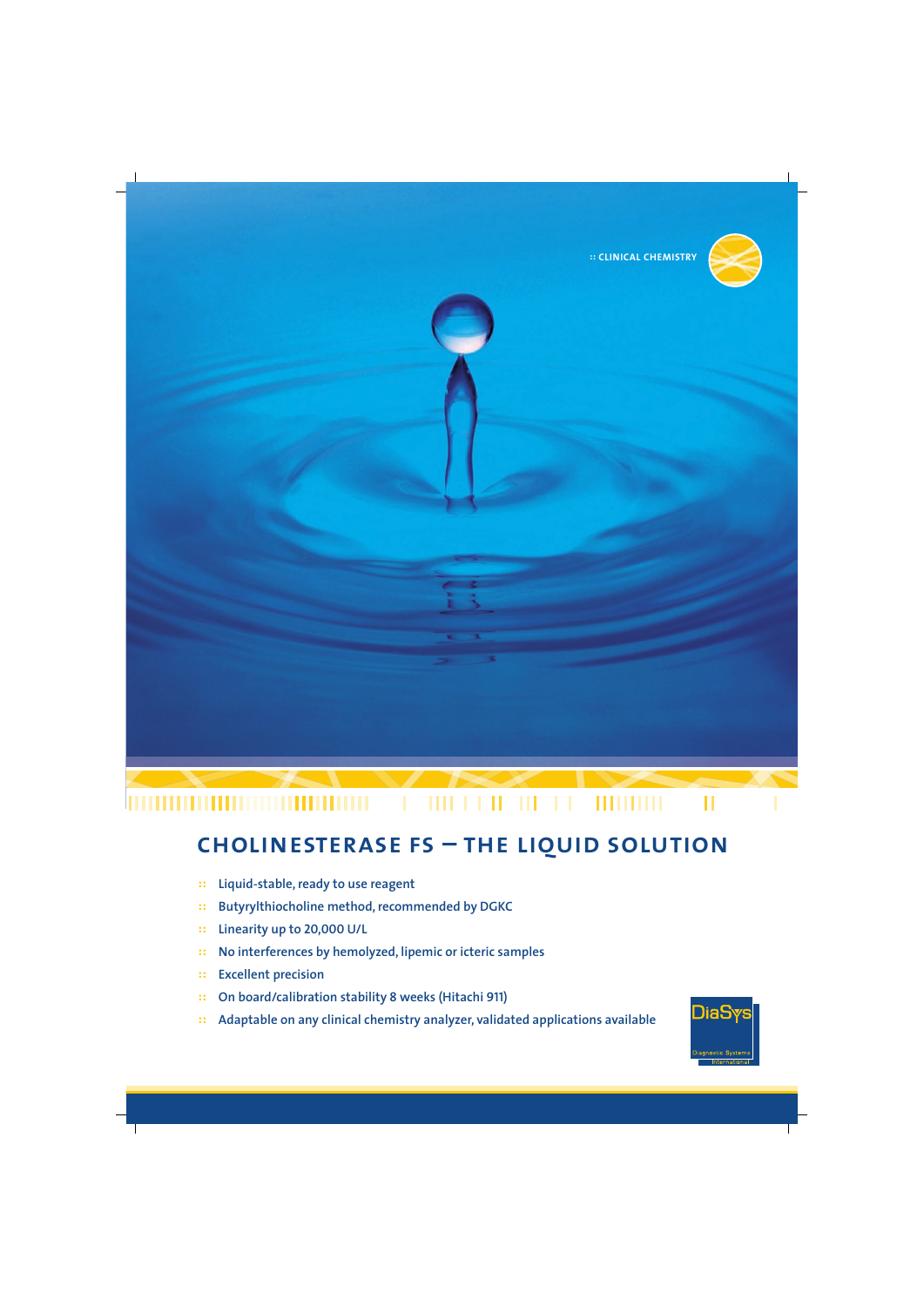:: CLINICAL CHEMISTRY

# CHOLINESTERASE FS – THE LIQUID SOLUTION

- Liquid-stable, ready to use reagent
- Butyrylthiocholine method, recommended by DGKC
- Linearity up to 20,000 U/L
- No interferences by hemolyzed, lipemic or icteric samples
- Excellent precision
- On board/calibration stability 8 weeks (Hitachi 911)
- Adaptable on any clinical chemistry analyzer, validated applications available

DiaSys
Diagnostic Systems
International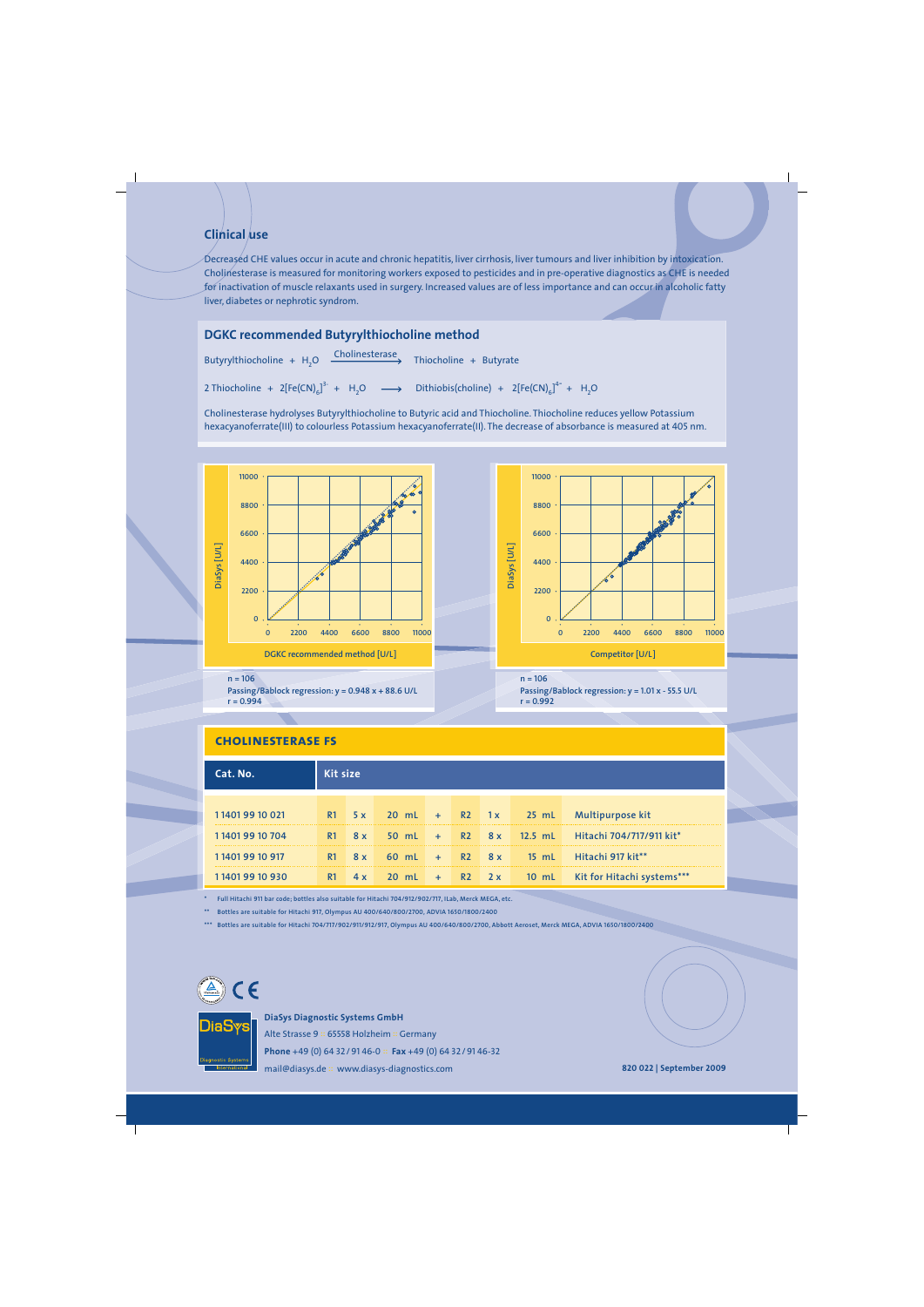## Clinical use

Decreased CHE values occur in acute and chronic hepatitis, liver cirrhosis, liver tumours and liver inhibition by intoxication. Cholinesterase is measured for monitoring workers exposed to pesticides and in pre-operative diagnostics as CHE is needed for inactivation of muscle relaxants used in surgery. Increased values are of less importance and can occur in alcoholic fatty liver, diabetes or nephrotic syndrom.

## DGKC recommended Butyrylthiocholine method

$$\text{Butyrylthiocholine} + H_2O \xrightarrow{\text{Cholinesterase}} \text{Thiocholine} + \text{Butyrate}$$

$$2\ \text{Thiocholine} + 2[Fe(CN)_6]^{3-} + H_2O \longrightarrow \text{Dithiobis(choline)} + 2[Fe(CN)_6]^{4-} + H_2O$$

Cholinesterase hydrolyses Butyrylthiocholine to Butyric acid and Thiocholine. Thiocholine reduces yellow Potassium hexacyanoferrate(III) to colourless Potassium hexacyanoferrate(II). The decrease of absorbance is measured at 405 nm.

DiaSys [U/L]
11000, 8800, 6600, 4400, 2200, 0
0, 2200, 4400, 6600, 8800, 11000
DGKC recommended method [U/L]

n = 106
Passing/Bablock regression: y = 0.948 x + 88.6 U/L
r = 0.994

DiaSys [U/L]
11000, 8800, 6600, 4400, 2200, 0
0, 2200, 4400, 6600, 8800, 11000
Competitor [U/L]

n = 106
Passing/Bablock regression: y = 1.01 x - 55.5 U/L
r = 0.992

## CHOLINESTERASE FS

| Cat. No. | Kit size | | | | | | | | | |
|---|---|---|---|---|---|---|---|---|---|---|
| 1 1401 99 10 021 | R1 | 5 x | 20 mL | + | R2 | 1 x | 25 mL | Multipurpose kit |
| 1 1401 99 10 704 | R1 | 8 x | 50 mL | + | R2 | 8 x | 12.5 mL | Hitachi 704/717/911 kit* |
| 1 1401 99 10 917 | R1 | 8 x | 60 mL | + | R2 | 8 x | 15 mL | Hitachi 917 kit** |
| 1 1401 99 10 930 | R1 | 4 x | 20 mL | + | R2 | 2 x | 10 mL | Kit for Hitachi systems*** |

\* Full Hitachi 911 bar code; bottles also suitable for Hitachi 704/912/902/717, ILab, Merck MEGA, etc.

** Bottles are suitable for Hitachi 917, Olympus AU 400/640/800/2700, ADVIA 1650/1800/2400

*** Bottles are suitable for Hitachi 704/717/902/911/912/917, Olympus AU 400/640/800/2700, Abbott Aeroset, Merck MEGA, ADVIA 1650/1800/2400

**DiaSys Diagnostic Systems GmbH**
Alte Strasse 9 · 65558 Holzheim · Germany
**Phone** +49 (0) 64 32/91 46-0 · **Fax** +49 (0) 64 32/91 46-32
mail@diasys.de · www.diasys-diagnostics.com

**820 022 | September 2009**